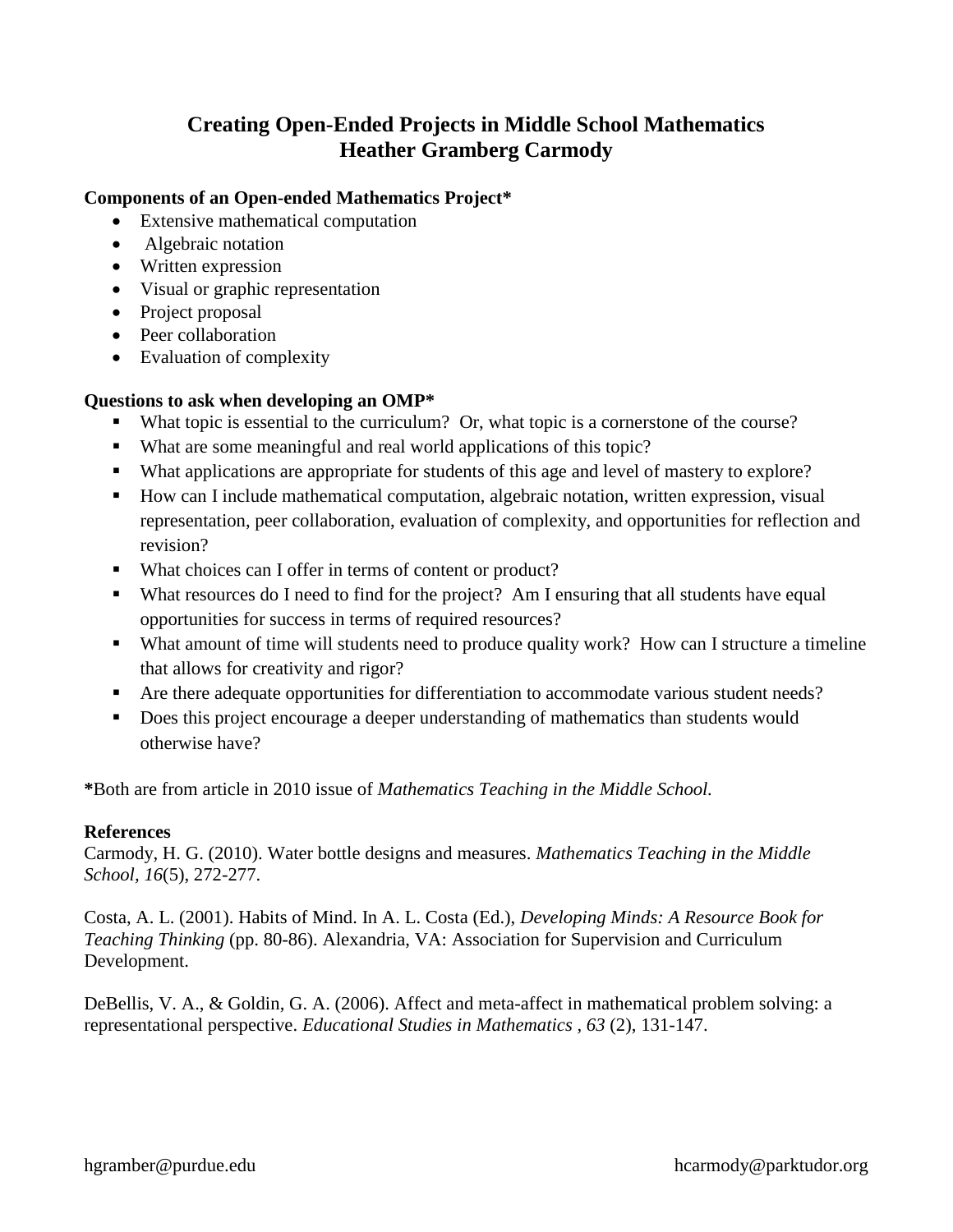# Creating Open-Ended Projects in Middle School Mathematics
## Heather Gramberg Carmody

**Components of an Open-ended Mathematics Project***

- Extensive mathematical computation
- Algebraic notation
- Written expression
- Visual or graphic representation
- Project proposal
- Peer collaboration
- Evaluation of complexity

**Questions to ask when developing an OMP***

- What topic is essential to the curriculum? Or, what topic is a cornerstone of the course?
- What are some meaningful and real world applications of this topic?
- What applications are appropriate for students of this age and level of mastery to explore?
- How can I include mathematical computation, algebraic notation, written expression, visual representation, peer collaboration, evaluation of complexity, and opportunities for reflection and revision?
- What choices can I offer in terms of content or product?
- What resources do I need to find for the project? Am I ensuring that all students have equal opportunities for success in terms of required resources?
- What amount of time will students need to produce quality work? How can I structure a timeline that allows for creativity and rigor?
- Are there adequate opportunities for differentiation to accommodate various student needs?
- Does this project encourage a deeper understanding of mathematics than students would otherwise have?

**\***Both are from article in 2010 issue of *Mathematics Teaching in the Middle School.*

**References**

Carmody, H. G. (2010). Water bottle designs and measures. *Mathematics Teaching in the Middle School*, *16*(5), 272-277.

Costa, A. L. (2001). Habits of Mind. In A. L. Costa (Ed.), *Developing Minds: A Resource Book for Teaching Thinking* (pp. 80-86). Alexandria, VA: Association for Supervision and Curriculum Development.

DeBellis, V. A., & Goldin, G. A. (2006). Affect and meta-affect in mathematical problem solving: a representational perspective. *Educational Studies in Mathematics , 63* (2), 131-147.

hgramber@purdue.edu hcarmody@parktudor.org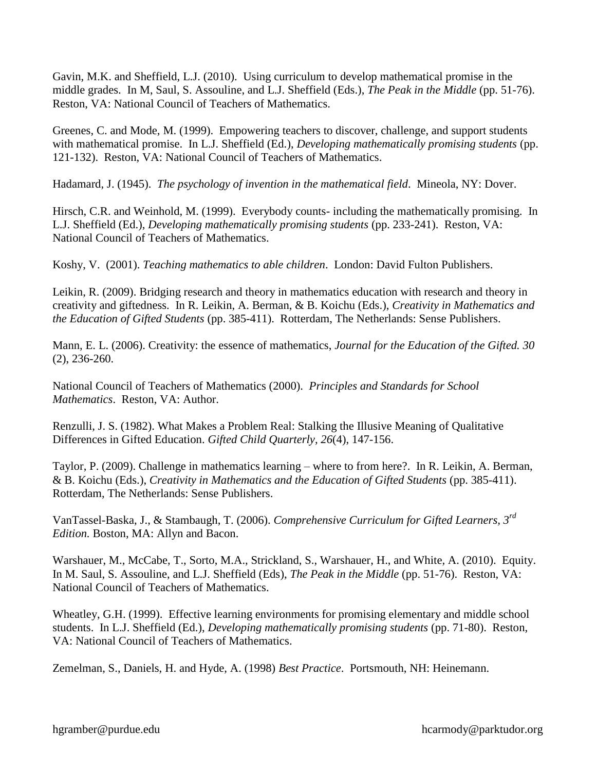Gavin, M.K. and Sheffield, L.J. (2010). Using curriculum to develop mathematical promise in the middle grades. In M, Saul, S. Assouline, and L.J. Sheffield (Eds.), *The Peak in the Middle* (pp. 51-76). Reston, VA: National Council of Teachers of Mathematics.

Greenes, C. and Mode, M. (1999). Empowering teachers to discover, challenge, and support students with mathematical promise. In L.J. Sheffield (Ed.), *Developing mathematically promising students* (pp. 121-132). Reston, VA: National Council of Teachers of Mathematics.

Hadamard, J. (1945). *The psychology of invention in the mathematical field*. Mineola, NY: Dover.

Hirsch, C.R. and Weinhold, M. (1999). Everybody counts- including the mathematically promising. In L.J. Sheffield (Ed.), *Developing mathematically promising students* (pp. 233-241). Reston, VA: National Council of Teachers of Mathematics.

Koshy, V. (2001). *Teaching mathematics to able children*. London: David Fulton Publishers.

Leikin, R. (2009). Bridging research and theory in mathematics education with research and theory in creativity and giftedness. In R. Leikin, A. Berman, & B. Koichu (Eds.), *Creativity in Mathematics and the Education of Gifted Students* (pp. 385-411). Rotterdam, The Netherlands: Sense Publishers.

Mann, E. L. (2006). Creativity: the essence of mathematics, *Journal for the Education of the Gifted. 30* (2), 236-260.

National Council of Teachers of Mathematics (2000). *Principles and Standards for School Mathematics*. Reston, VA: Author.

Renzulli, J. S. (1982). What Makes a Problem Real: Stalking the Illusive Meaning of Qualitative Differences in Gifted Education. *Gifted Child Quarterly*, *26*(4), 147-156.

Taylor, P. (2009). Challenge in mathematics learning – where to from here?. In R. Leikin, A. Berman, & B. Koichu (Eds.), *Creativity in Mathematics and the Education of Gifted Students* (pp. 385-411). Rotterdam, The Netherlands: Sense Publishers.

VanTassel-Baska, J., & Stambaugh, T. (2006). *Comprehensive Curriculum for Gifted Learners, 3rd Edition.* Boston, MA: Allyn and Bacon.

Warshauer, M., McCabe, T., Sorto, M.A., Strickland, S., Warshauer, H., and White, A. (2010). Equity. In M. Saul, S. Assouline, and L.J. Sheffield (Eds), *The Peak in the Middle* (pp. 51-76). Reston, VA: National Council of Teachers of Mathematics.

Wheatley, G.H. (1999). Effective learning environments for promising elementary and middle school students. In L.J. Sheffield (Ed.), *Developing mathematically promising students* (pp. 71-80). Reston, VA: National Council of Teachers of Mathematics.

Zemelman, S., Daniels, H. and Hyde, A. (1998) *Best Practice*. Portsmouth, NH: Heinemann.

hgramber@purdue.edu hcarmody@parktudor.org